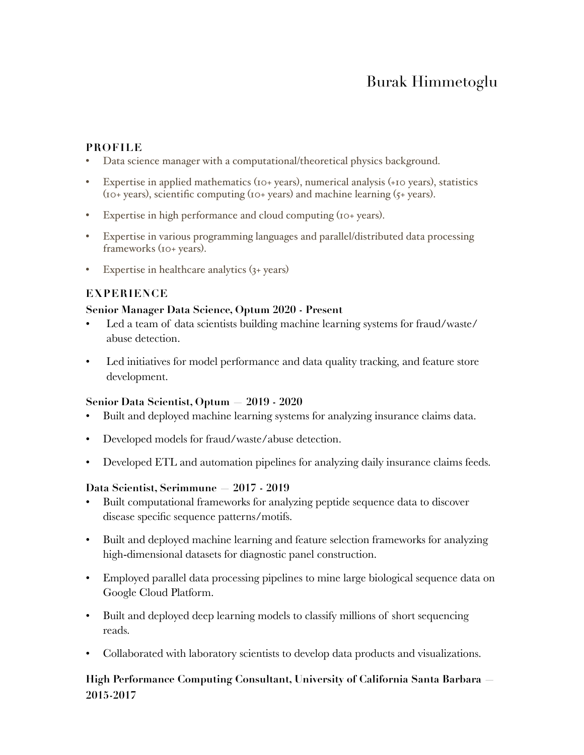# Burak Himmetoglu

## PROFILE

- Data science manager with a computational/theoretical physics background.
- Expertise in applied mathematics (10+ years), numerical analysis (+10 years), statistics (10+ years), scientific computing (10+ years) and machine learning (5+ years).
- Expertise in high performance and cloud computing (10+ years).
- Expertise in various programming languages and parallel/distributed data processing frameworks (10+ years).
- Expertise in healthcare analytics (3+ years)

## EXPERIENCE

**Senior Manager Data Science, Optum 2020 - Present**

- Led a team of data scientists building machine learning systems for fraud/waste/abuse detection.
- Led initiatives for model performance and data quality tracking, and feature store development.

**Senior Data Scientist, Optum — 2019 - 2020**

- Built and deployed machine learning systems for analyzing insurance claims data.
- Developed models for fraud/waste/abuse detection.
- Developed ETL and automation pipelines for analyzing daily insurance claims feeds.

**Data Scientist, Serimmune — 2017 - 2019**

- Built computational frameworks for analyzing peptide sequence data to discover disease specific sequence patterns/motifs.
- Built and deployed machine learning and feature selection frameworks for analyzing high-dimensional datasets for diagnostic panel construction.
- Employed parallel data processing pipelines to mine large biological sequence data on Google Cloud Platform.
- Built and deployed deep learning models to classify millions of short sequencing reads.
- Collaborated with laboratory scientists to develop data products and visualizations.

**High Performance Computing Consultant, University of California Santa Barbara — 2015-2017**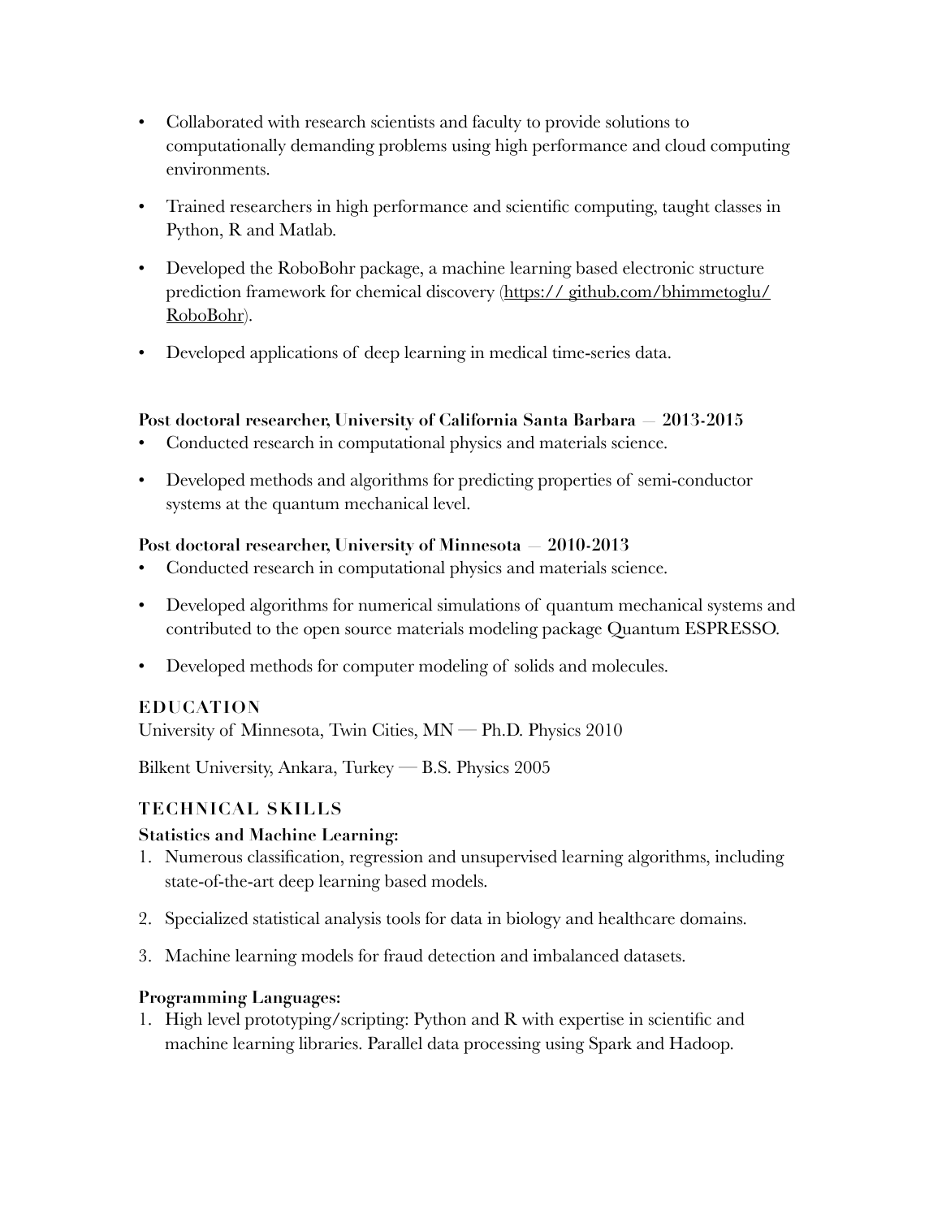- Collaborated with research scientists and faculty to provide solutions to computationally demanding problems using high performance and cloud computing environments.

- Trained researchers in high performance and scientific computing, taught classes in Python, R and Matlab.

- Developed the RoboBohr package, a machine learning based electronic structure prediction framework for chemical discovery (https:// github.com/bhimmetoglu/RoboBohr).

- Developed applications of deep learning in medical time-series data.

**Post doctoral researcher, University of California Santa Barbara — 2013-2015**

- Conducted research in computational physics and materials science.

- Developed methods and algorithms for predicting properties of semi-conductor systems at the quantum mechanical level.

**Post doctoral researcher, University of Minnesota — 2010-2013**

- Conducted research in computational physics and materials science.

- Developed algorithms for numerical simulations of quantum mechanical systems and contributed to the open source materials modeling package Quantum ESPRESSO.

- Developed methods for computer modeling of solids and molecules.

## EDUCATION

University of Minnesota, Twin Cities, MN — Ph.D. Physics 2010

Bilkent University, Ankara, Turkey — B.S. Physics 2005

## TECHNICAL SKILLS

**Statistics and Machine Learning:**

1. Numerous classification, regression and unsupervised learning algorithms, including state-of-the-art deep learning based models.

2. Specialized statistical analysis tools for data in biology and healthcare domains.

3. Machine learning models for fraud detection and imbalanced datasets.

**Programming Languages:**

1. High level prototyping/scripting: Python and R with expertise in scientific and machine learning libraries. Parallel data processing using Spark and Hadoop.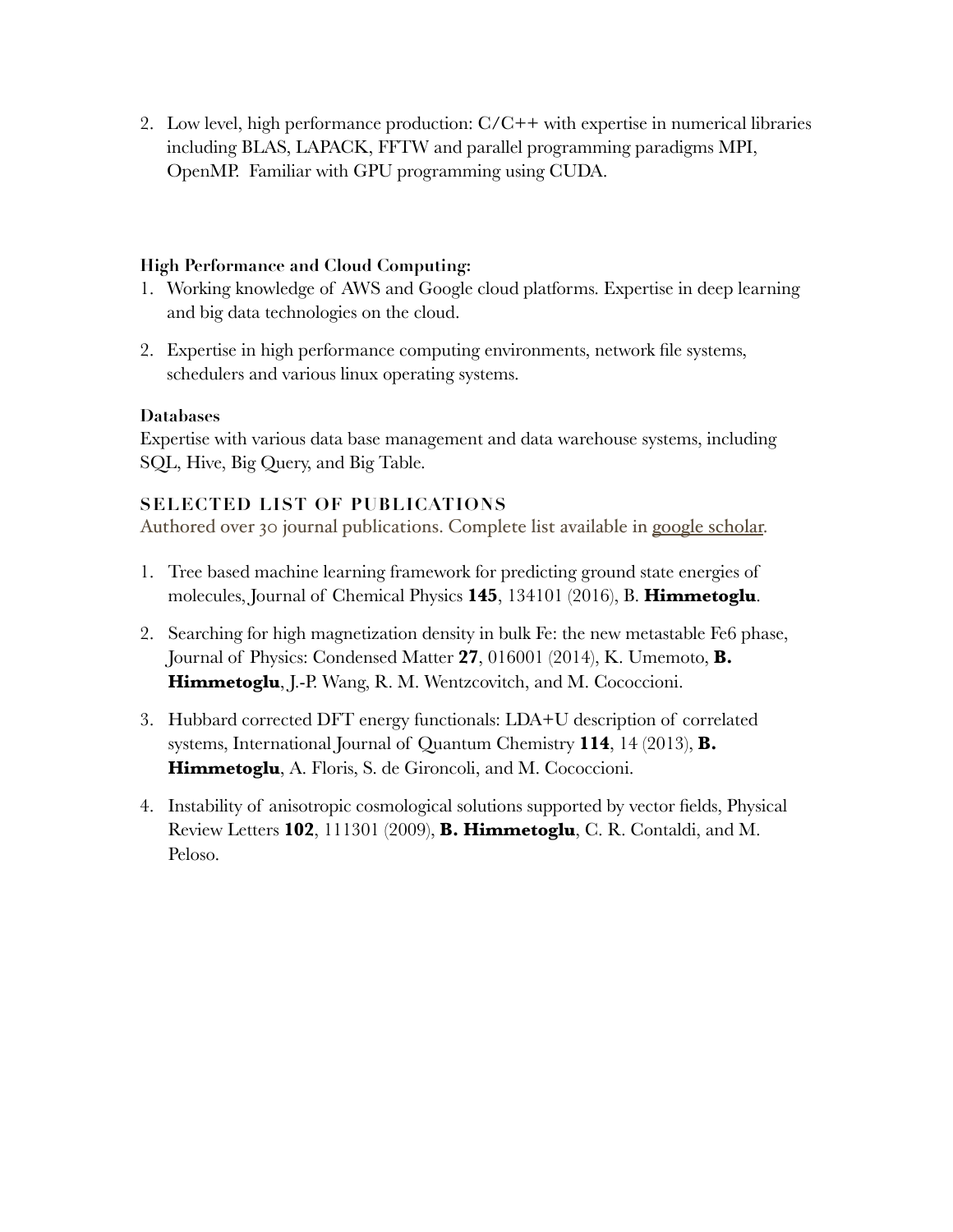2. Low level, high performance production: C/C++ with expertise in numerical libraries including BLAS, LAPACK, FFTW and parallel programming paradigms MPI, OpenMP. Familiar with GPU programming using CUDA.

**High Performance and Cloud Computing:**

1. Working knowledge of AWS and Google cloud platforms. Expertise in deep learning and big data technologies on the cloud.
2. Expertise in high performance computing environments, network file systems, schedulers and various linux operating systems.

**Databases**

Expertise with various data base management and data warehouse systems, including SQL, Hive, Big Query, and Big Table.

## SELECTED LIST OF PUBLICATIONS

Authored over 30 journal publications. Complete list available in google scholar.

1. Tree based machine learning framework for predicting ground state energies of molecules, Journal of Chemical Physics **145**, 134101 (2016), B. **Himmetoglu**.
2. Searching for high magnetization density in bulk Fe: the new metastable Fe6 phase, Journal of Physics: Condensed Matter **27**, 016001 (2014), K. Umemoto, **B. Himmetoglu**, J.-P. Wang, R. M. Wentzcovitch, and M. Cococcioni.
3. Hubbard corrected DFT energy functionals: LDA+U description of correlated systems, International Journal of Quantum Chemistry **114**, 14 (2013), **B. Himmetoglu**, A. Floris, S. de Gironcoli, and M. Cococcioni.
4. Instability of anisotropic cosmological solutions supported by vector fields, Physical Review Letters **102**, 111301 (2009), **B. Himmetoglu**, C. R. Contaldi, and M. Peloso.